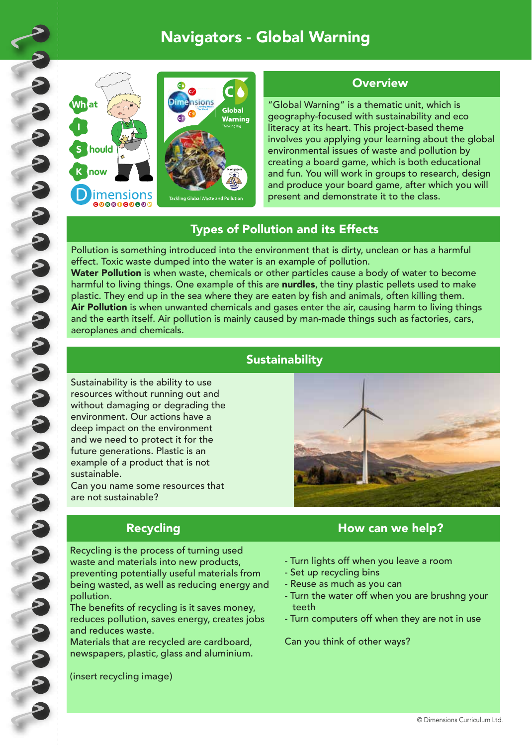# Navigators - Global Warning

## Overview

"Global Warning" is a thematic unit, which is geography-focused with sustainability and eco literacy at its heart. This project-based theme involves you applying your learning about the global environmental issues of waste and pollution by creating a board game, which is both educational and fun. You will work in groups to research, design and produce your board game, after which you will present and demonstrate it to the class.

## Types of Pollution and its Effects

Pollution is something introduced into the environment that is dirty, unclean or has a harmful effect. Toxic waste dumped into the water is an example of pollution.

**Water Pollution** is when waste, chemicals or other particles cause a body of water to become harmful to living things. One example of this are **nurdles**, the tiny plastic pellets used to make plastic. They end up in the sea where they are eaten by fish and animals, often killing them.

**Air Pollution** is when unwanted chemicals and gases enter the air, causing harm to living things and the earth itself. Air pollution is mainly caused by man-made things such as factories, cars, aeroplanes and chemicals.

## Sustainability

Sustainability is the ability to use resources without running out and without damaging or degrading the environment. Our actions have a deep impact on the environment and we need to protect it for the future generations. Plastic is an example of a product that is not sustainable.

Can you name some resources that are not sustainable?

## Recycling

Recycling is the process of turning used waste and materials into new products, preventing potentially useful materials from being wasted, as well as reducing energy and pollution.

The benefits of recycling is it saves money, reduces pollution, saves energy, creates jobs and reduces waste.

Materials that are recycled are cardboard, newspapers, plastic, glass and aluminium.

(insert recycling image)

## How can we help?

- Turn lights off when you leave a room
- Set up recycling bins
- Reuse as much as you can
- Turn the water off when you are brushng your teeth
- Turn computers off when they are not in use

Can you think of other ways?

© Dimensions Curriculum Ltd.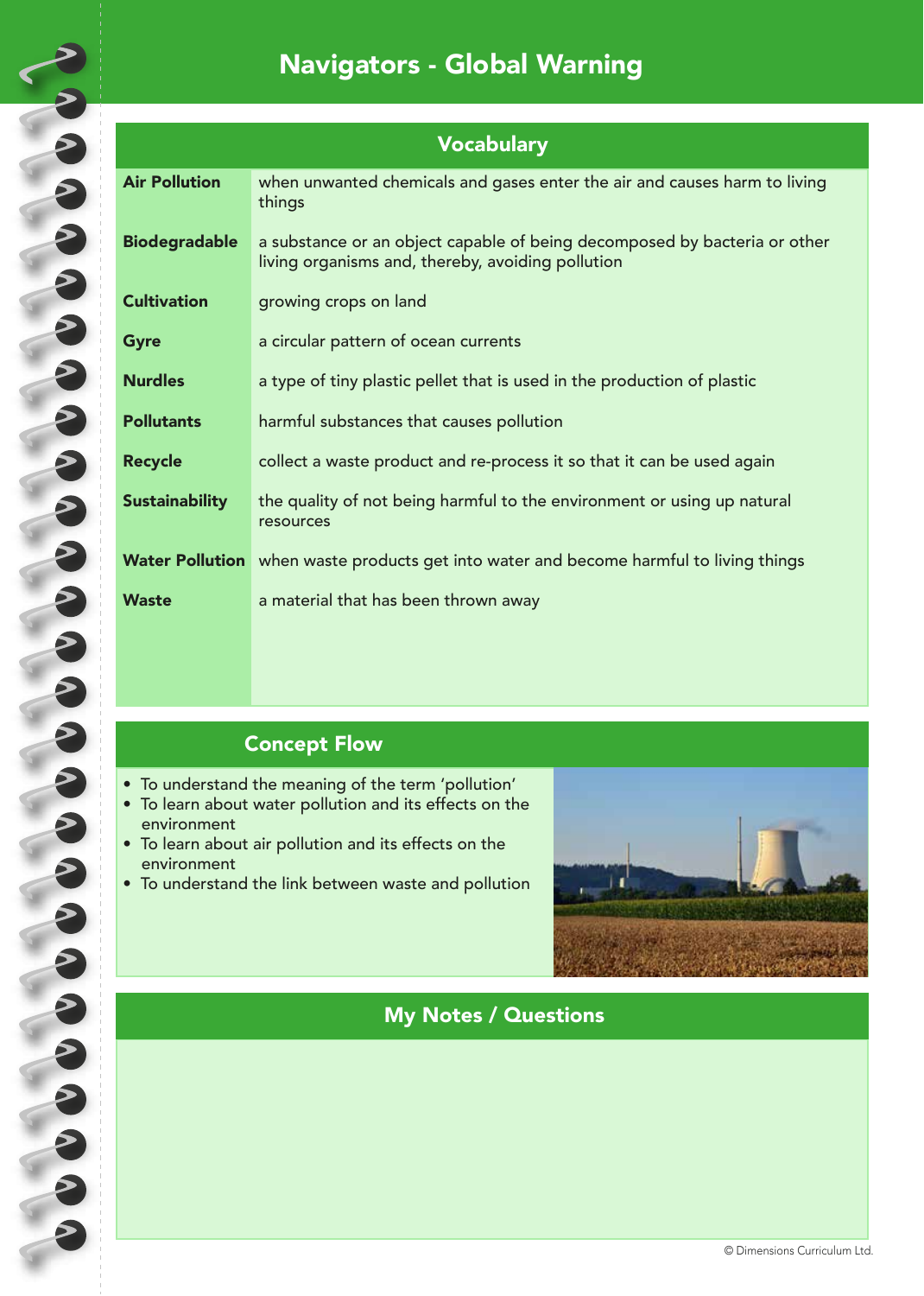# Navigators - Global Warning

## Vocabulary

| | |
|---|---|
| **Air Pollution** | when unwanted chemicals and gases enter the air and causes harm to living things |
| **Biodegradable** | a substance or an object capable of being decomposed by bacteria or other living organisms and, thereby, avoiding pollution |
| **Cultivation** | growing crops on land |
| **Gyre** | a circular pattern of ocean currents |
| **Nurdles** | a type of tiny plastic pellet that is used in the production of plastic |
| **Pollutants** | harmful substances that causes pollution |
| **Recycle** | collect a waste product and re-process it so that it can be used again |
| **Sustainability** | the quality of not being harmful to the environment or using up natural resources |
| **Water Pollution** | when waste products get into water and become harmful to living things |
| **Waste** | a material that has been thrown away |

## Concept Flow

- To understand the meaning of the term 'pollution'
- To learn about water pollution and its effects on the environment
- To learn about air pollution and its effects on the environment
- To understand the link between waste and pollution

## My Notes / Questions

© Dimensions Curriculum Ltd.